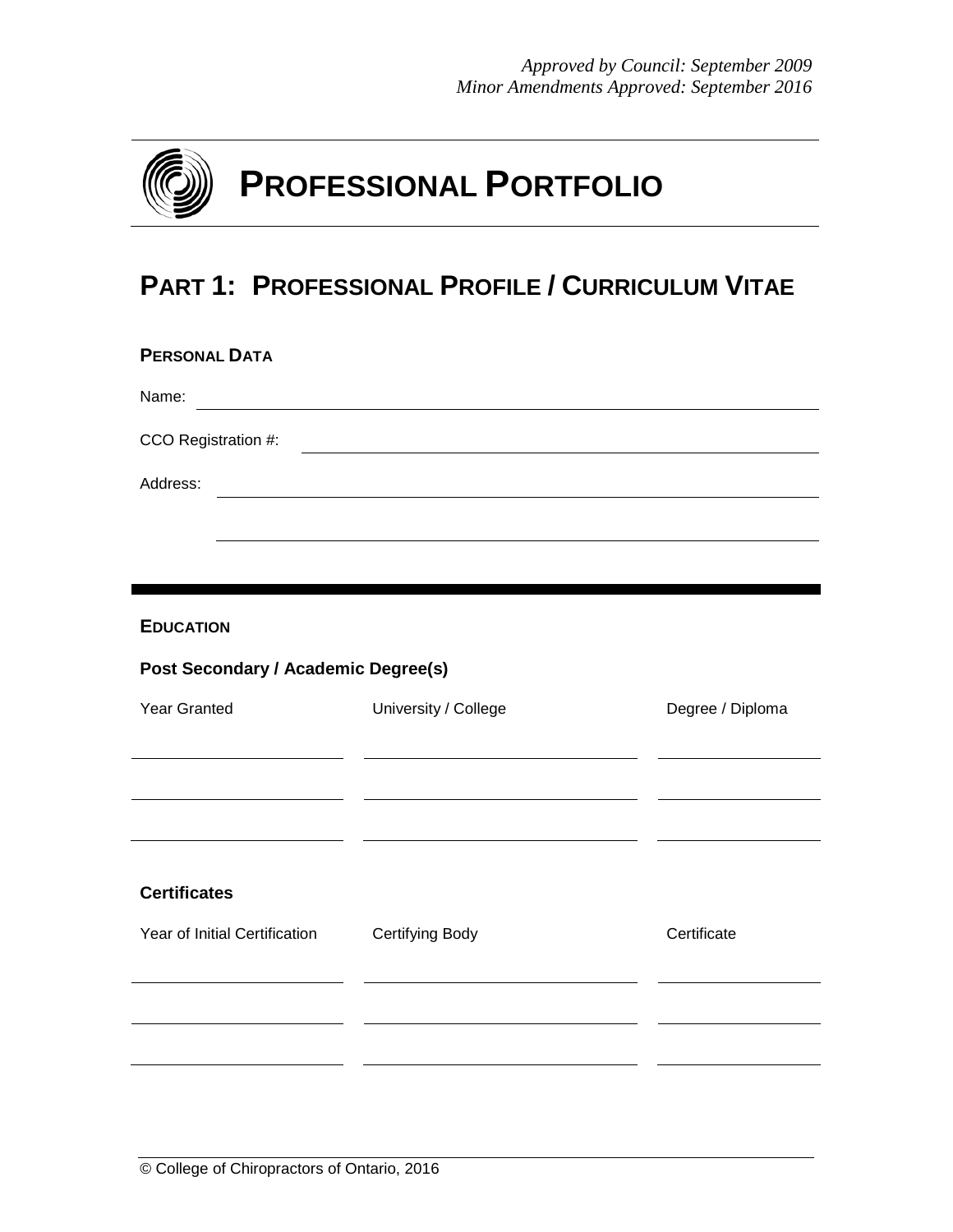*Approved by Council: September 2009*
*Minor Amendments Approved: September 2016*

# PROFESSIONAL PORTFOLIO

## PART 1: PROFESSIONAL PROFILE / CURRICULUM VITAE

### PERSONAL DATA

Name: ____________________________________________

CCO Registration #: ____________________________________________

Address: ____________________________________________

____________________________________________

### EDUCATION

**Post Secondary / Academic Degree(s)**

| Year Granted | University / College | Degree / Diploma |
|---|---|---|
| | | |
| | | |
| | | |

**Certificates**

| Year of Initial Certification | Certifying Body | Certificate |
|---|---|---|
| | | |
| | | |
| | | |

© College of Chiropractors of Ontario, 2016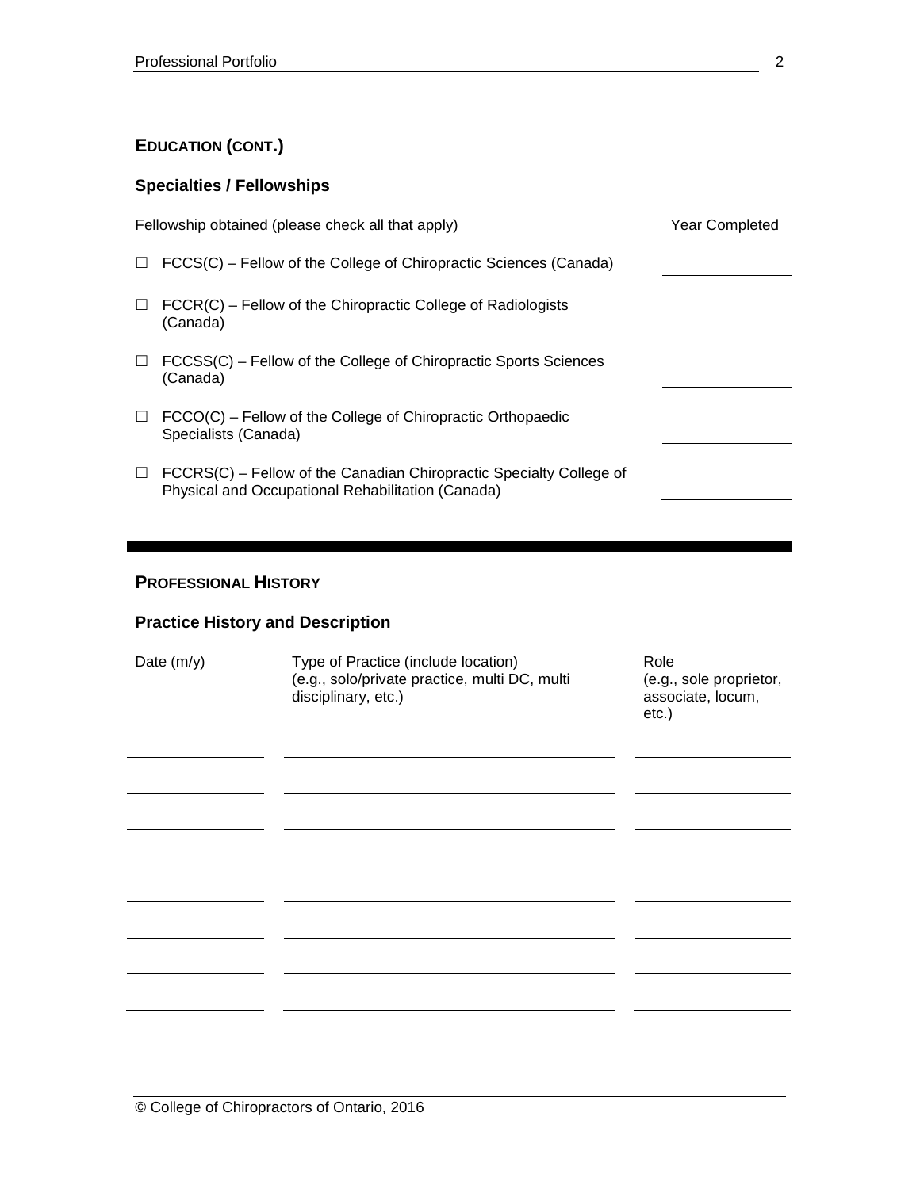## EDUCATION (CONT.)

### Specialties / Fellowships

| Fellowship obtained (please check all that apply) | Year Completed |
| --- | --- |
| ☐ FCCS(C) – Fellow of the College of Chiropractic Sciences (Canada) | |
| ☐ FCCR(C) – Fellow of the Chiropractic College of Radiologists (Canada) | |
| ☐ FCCSS(C) – Fellow of the College of Chiropractic Sports Sciences (Canada) | |
| ☐ FCCO(C) – Fellow of the College of Chiropractic Orthopaedic Specialists (Canada) | |
| ☐ FCCRS(C) – Fellow of the Canadian Chiropractic Specialty College of Physical and Occupational Rehabilitation (Canada) | |

---

## PROFESSIONAL HISTORY

### Practice History and Description

| Date (m/y) | Type of Practice (include location) (e.g., solo/private practice, multi DC, multi disciplinary, etc.) | Role (e.g., sole proprietor, associate, locum, etc.) |
| --- | --- | --- |
| | | |
| | | |
| | | |
| | | |
| | | |
| | | |
| | | |
| | | |

© College of Chiropractors of Ontario, 2016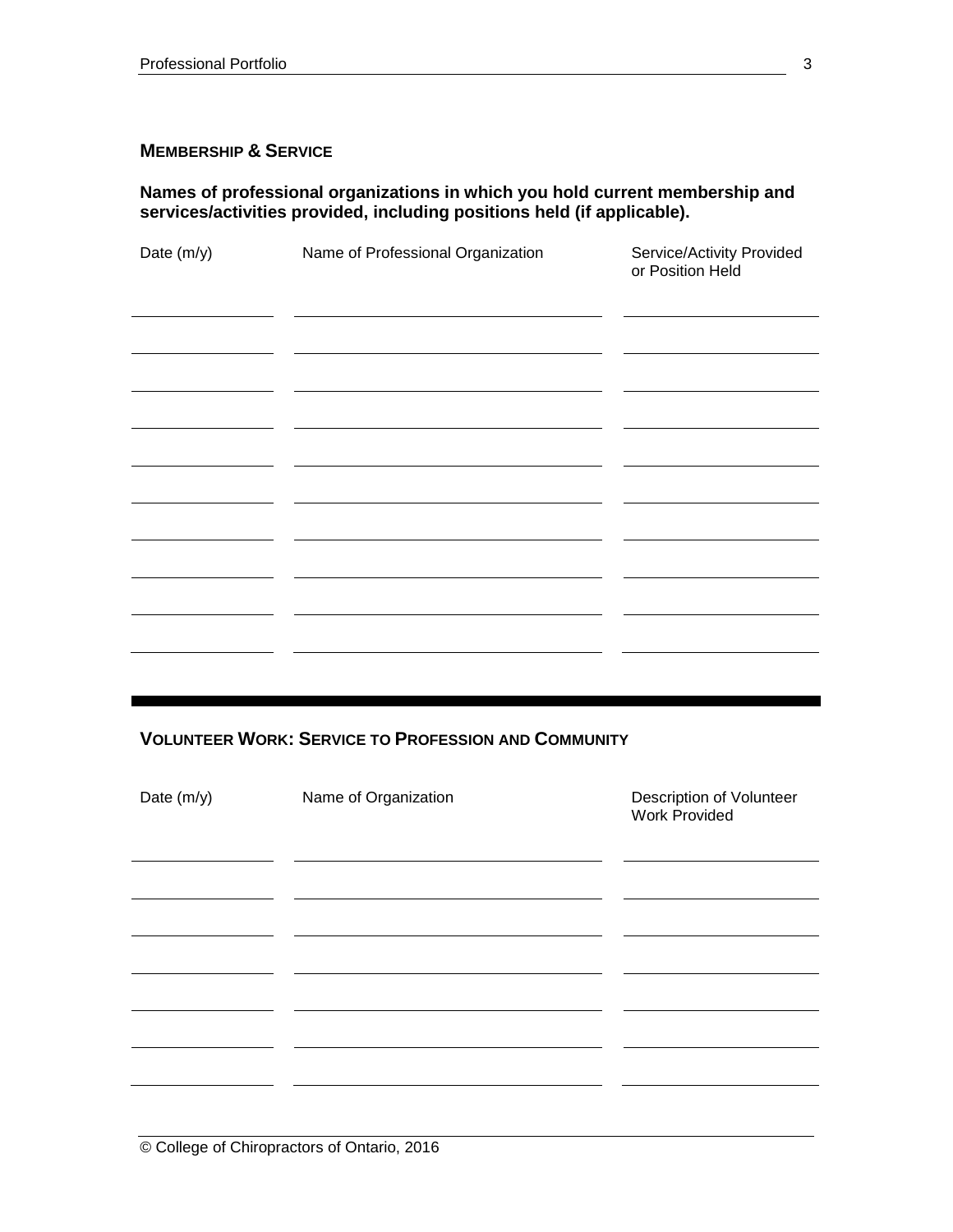## MEMBERSHIP & SERVICE

**Names of professional organizations in which you hold current membership and services/activities provided, including positions held (if applicable).**

| Date (m/y) | Name of Professional Organization | Service/Activity Provided or Position Held |
|---|---|---|
| | | |
| | | |
| | | |
| | | |
| | | |
| | | |
| | | |
| | | |
| | | |
| | | |

---

## VOLUNTEER WORK: SERVICE TO PROFESSION AND COMMUNITY

| Date (m/y) | Name of Organization | Description of Volunteer Work Provided |
|---|---|---|
| | | |
| | | |
| | | |
| | | |
| | | |
| | | |
| | | |

© College of Chiropractors of Ontario, 2016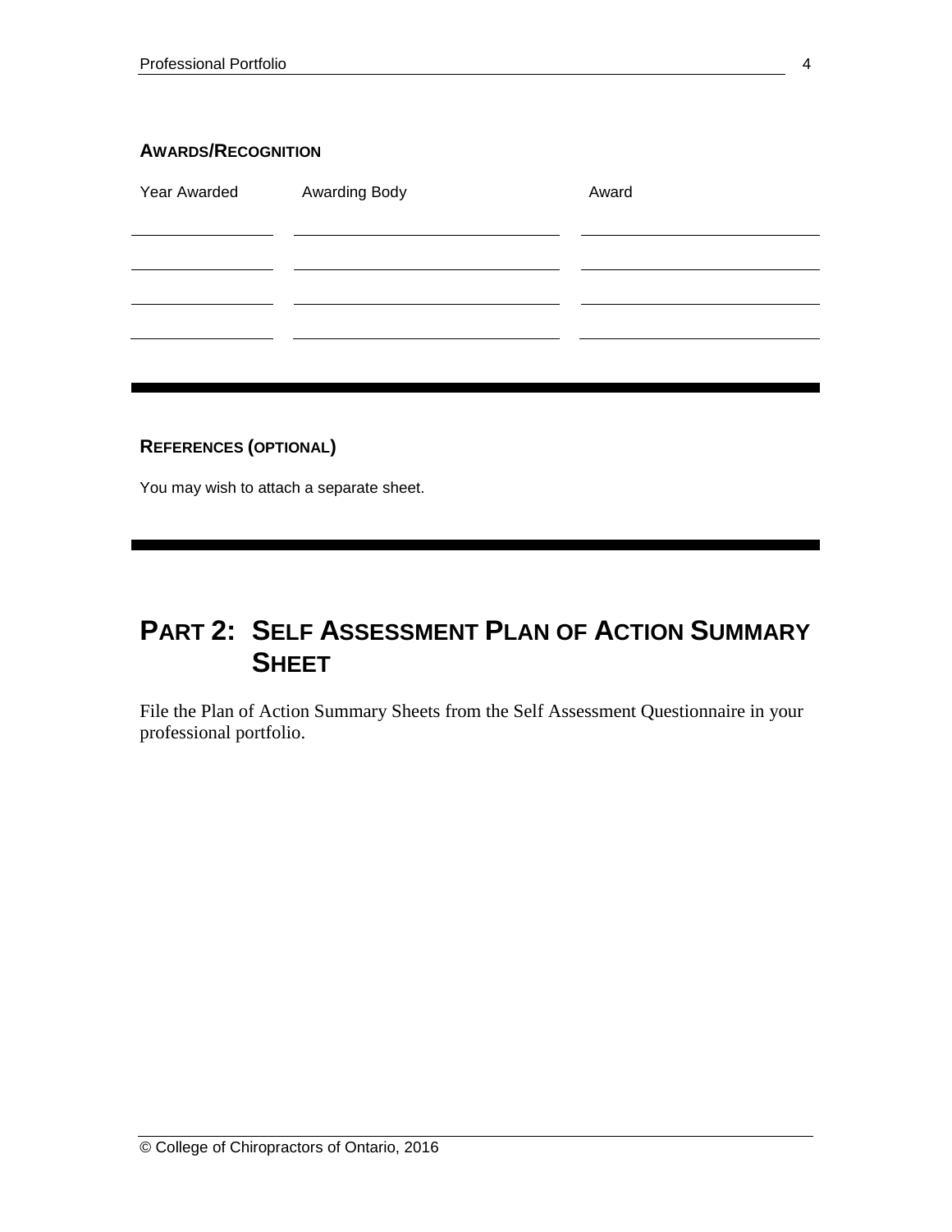### AWARDS/RECOGNITION

| Year Awarded | Awarding Body | Award |
| --- | --- | --- |
| | | |
| | | |
| | | |
| | | |

---

### REFERENCES (OPTIONAL)

You may wish to attach a separate sheet.

---

# PART 2: SELF ASSESSMENT PLAN OF ACTION SUMMARY SHEET

File the Plan of Action Summary Sheets from the Self Assessment Questionnaire in your professional portfolio.

© College of Chiropractors of Ontario, 2016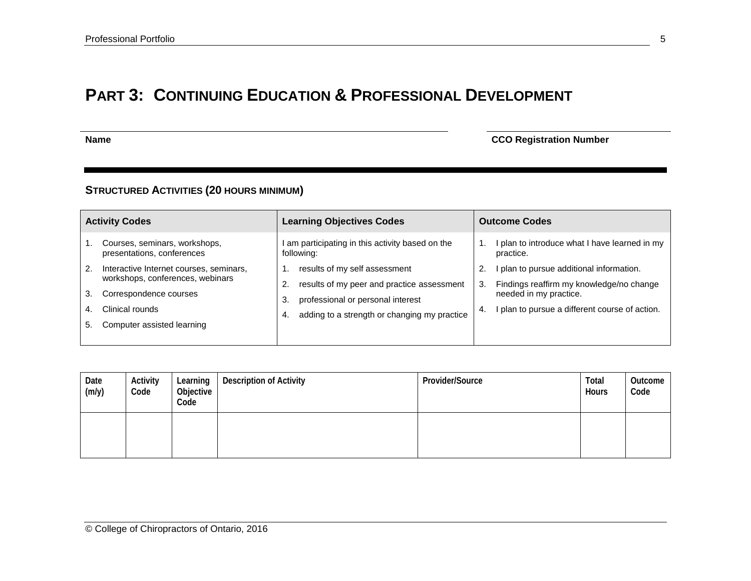# PART 3: CONTINUING EDUCATION & PROFESSIONAL DEVELOPMENT

| Name | CCO Registration Number |
|---|---|
| | |

## STRUCTURED ACTIVITIES (20 HOURS MINIMUM)

| Activity Codes | Learning Objectives Codes | Outcome Codes |
|---|---|---|
| 1. Courses, seminars, workshops, presentations, conferences<br>2. Interactive Internet courses, seminars, workshops, conferences, webinars<br>3. Correspondence courses<br>4. Clinical rounds<br>5. Computer assisted learning | I am participating in this activity based on the following:<br>1. results of my self assessment<br>2. results of my peer and practice assessment<br>3. professional or personal interest<br>4. adding to a strength or changing my practice | 1. I plan to introduce what I have learned in my practice.<br>2. I plan to pursue additional information.<br>3. Findings reaffirm my knowledge/no change needed in my practice.<br>4. I plan to pursue a different course of action. |

| Date (m/y) | Activity Code | Learning Objective Code | Description of Activity | Provider/Source | Total Hours | Outcome Code |
|---|---|---|---|---|---|---|
| | | | | | | |

© College of Chiropractors of Ontario, 2016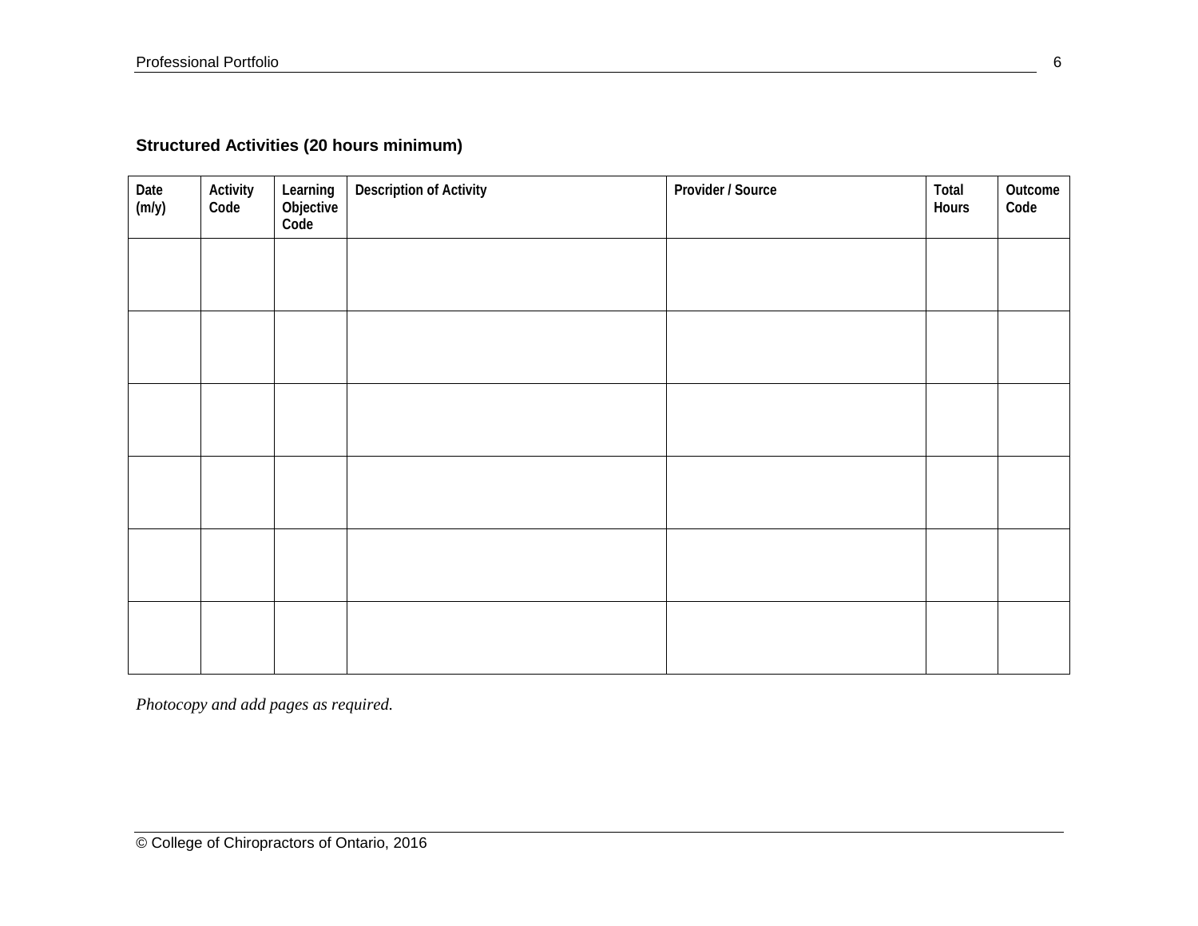**Structured Activities (20 hours minimum)**

| Date (m/y) | Activity Code | Learning Objective Code | Description of Activity | Provider / Source | Total Hours | Outcome Code |
|---|---|---|---|---|---|---|
| | | | | | | |
| | | | | | | |
| | | | | | | |
| | | | | | | |
| | | | | | | |
| | | | | | | |

*Photocopy and add pages as required.*

© College of Chiropractors of Ontario, 2016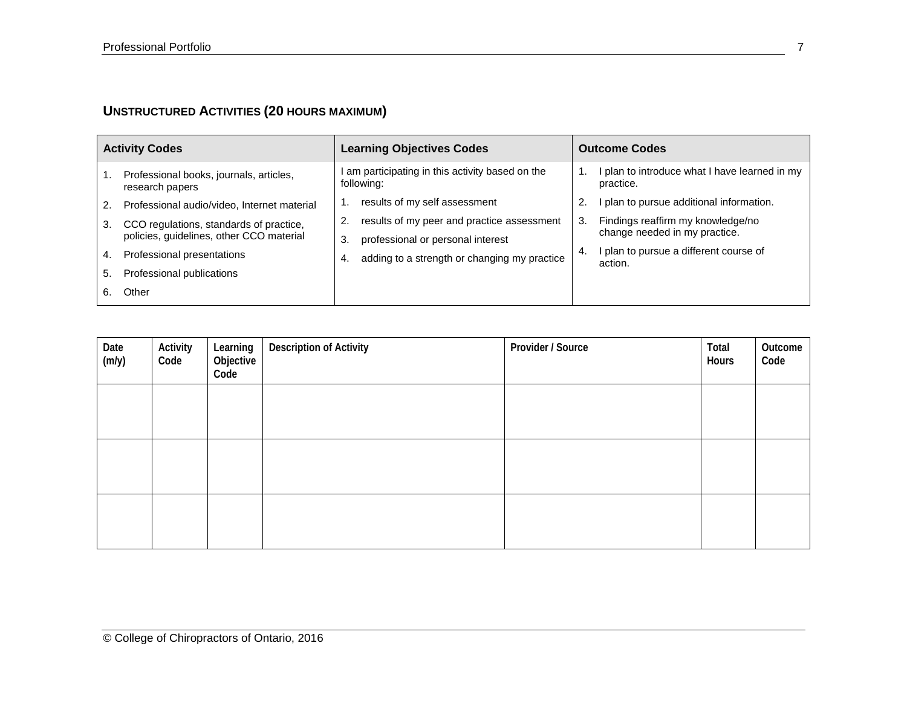## Unstructured Activities (20 hours maximum)

| Activity Codes | Learning Objectives Codes | Outcome Codes |
|---|---|---|
| 1. Professional books, journals, articles, research papers<br>2. Professional audio/video, Internet material<br>3. CCO regulations, standards of practice, policies, guidelines, other CCO material<br>4. Professional presentations<br>5. Professional publications<br>6. Other | I am participating in this activity based on the following:<br>1. results of my self assessment<br>2. results of my peer and practice assessment<br>3. professional or personal interest<br>4. adding to a strength or changing my practice | 1. I plan to introduce what I have learned in my practice.<br>2. I plan to pursue additional information.<br>3. Findings reaffirm my knowledge/no change needed in my practice.<br>4. I plan to pursue a different course of action. |

| Date (m/y) | Activity Code | Learning Objective Code | Description of Activity | Provider / Source | Total Hours | Outcome Code |
|---|---|---|---|---|---|---|
| | | | | | | |
| | | | | | | |
| | | | | | | |

© College of Chiropractors of Ontario, 2016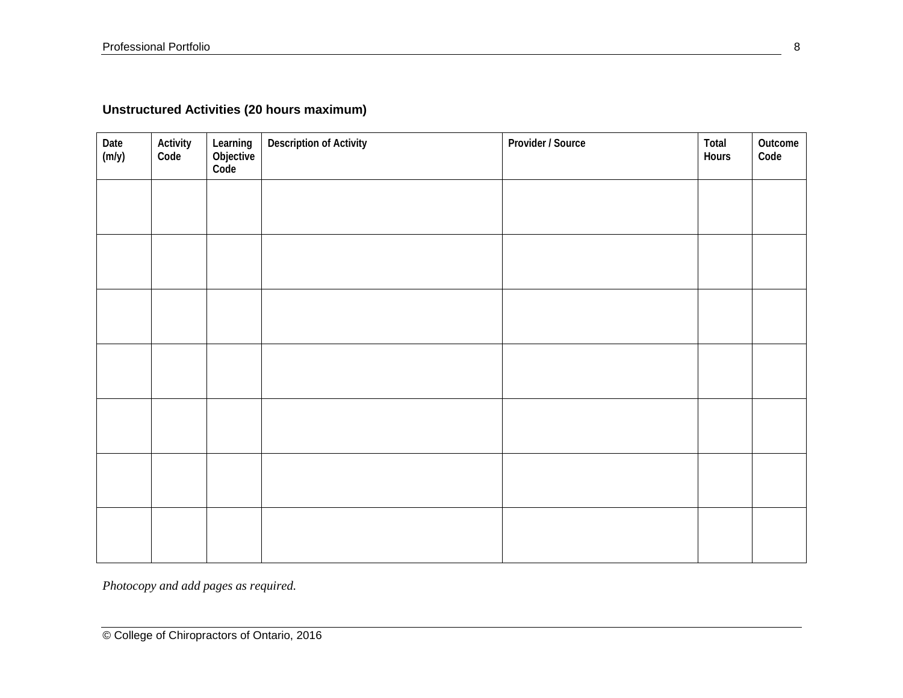### Unstructured Activities (20 hours maximum)

| Date (m/y) | Activity Code | Learning Objective Code | Description of Activity | Provider / Source | Total Hours | Outcome Code |
|---|---|---|---|---|---|---|
| | | | | | | |
| | | | | | | |
| | | | | | | |
| | | | | | | |
| | | | | | | |
| | | | | | | |
| | | | | | | |

*Photocopy and add pages as required.*

© College of Chiropractors of Ontario, 2016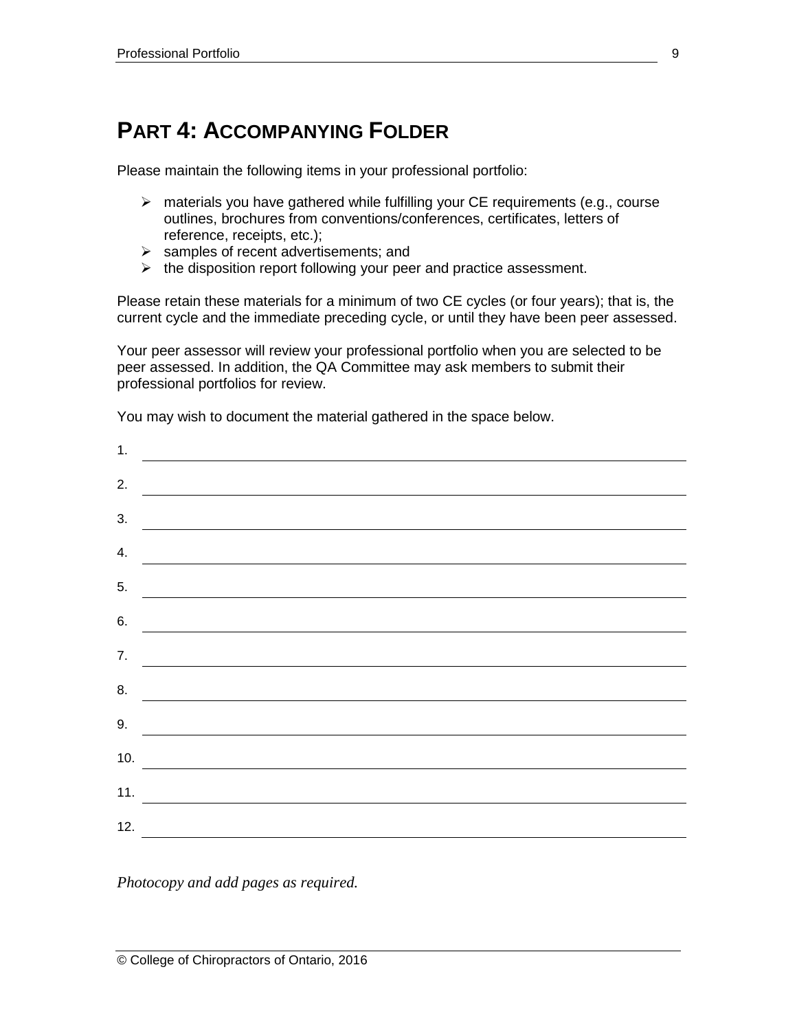# PART 4: ACCOMPANYING FOLDER

Please maintain the following items in your professional portfolio:

- materials you have gathered while fulfilling your CE requirements (e.g., course outlines, brochures from conventions/conferences, certificates, letters of reference, receipts, etc.);
- samples of recent advertisements; and
- the disposition report following your peer and practice assessment.

Please retain these materials for a minimum of two CE cycles (or four years); that is, the current cycle and the immediate preceding cycle, or until they have been peer assessed.

Your peer assessor will review your professional portfolio when you are selected to be peer assessed. In addition, the QA Committee may ask members to submit their professional portfolios for review.

You may wish to document the material gathered in the space below.

1. ______________________________
2. ______________________________
3. ______________________________
4. ______________________________
5. ______________________________
6. ______________________________
7. ______________________________
8. ______________________________
9. ______________________________
10. ______________________________
11. ______________________________
12. ______________________________

*Photocopy and add pages as required.*

© College of Chiropractors of Ontario, 2016